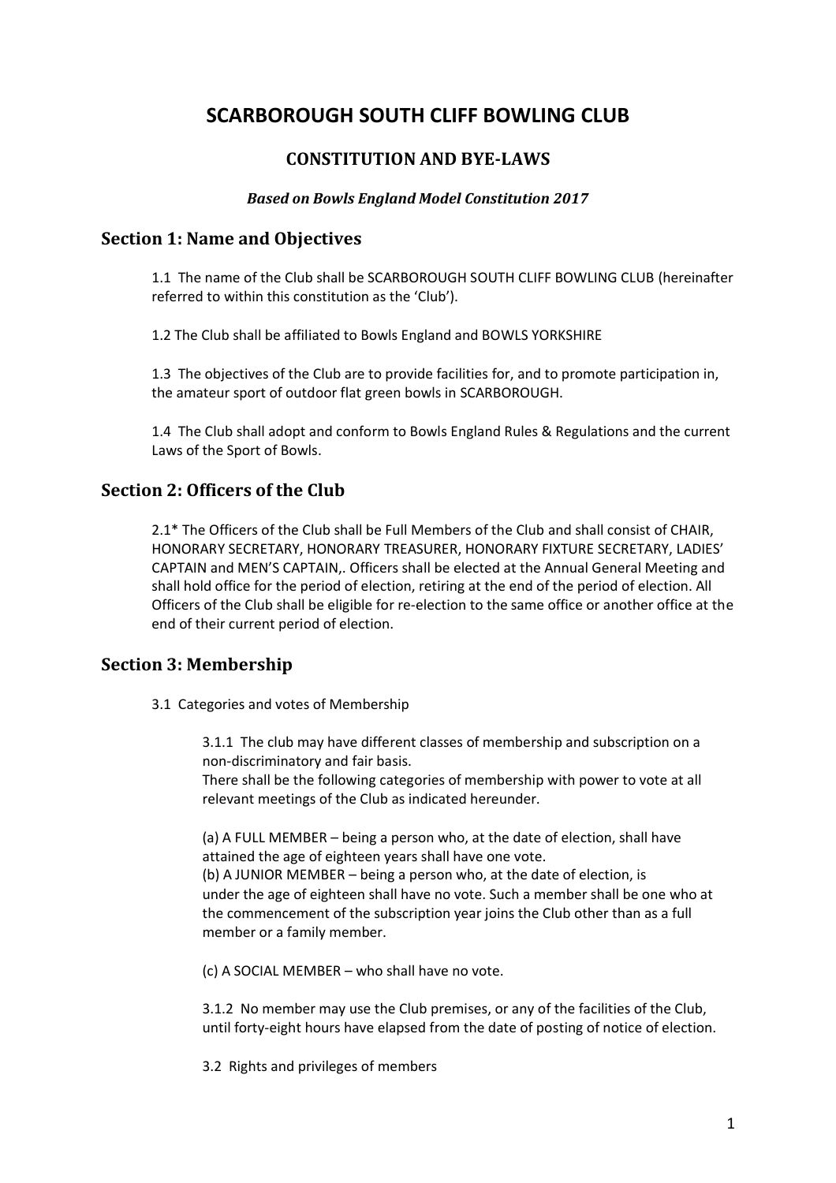# SCARBOROUGH SOUTH CLIFF BOWLING CLUB

## CONSTITUTION AND BYE-LAWS

***Based on Bowls England Model Constitution 2017***

## Section 1: Name and Objectives

1.1 The name of the Club shall be SCARBOROUGH SOUTH CLIFF BOWLING CLUB (hereinafter referred to within this constitution as the 'Club').

1.2 The Club shall be affiliated to Bowls England and BOWLS YORKSHIRE

1.3 The objectives of the Club are to provide facilities for, and to promote participation in, the amateur sport of outdoor flat green bowls in SCARBOROUGH.

1.4 The Club shall adopt and conform to Bowls England Rules & Regulations and the current Laws of the Sport of Bowls.

## Section 2: Officers of the Club

2.1* The Officers of the Club shall be Full Members of the Club and shall consist of CHAIR, HONORARY SECRETARY, HONORARY TREASURER, HONORARY FIXTURE SECRETARY, LADIES' CAPTAIN and MEN'S CAPTAIN,. Officers shall be elected at the Annual General Meeting and shall hold office for the period of election, retiring at the end of the period of election. All Officers of the Club shall be eligible for re-election to the same office or another office at the end of their current period of election.

## Section 3: Membership

3.1 Categories and votes of Membership

3.1.1 The club may have different classes of membership and subscription on a non-discriminatory and fair basis.
There shall be the following categories of membership with power to vote at all relevant meetings of the Club as indicated hereunder.

(a) A FULL MEMBER – being a person who, at the date of election, shall have attained the age of eighteen years shall have one vote.
(b) A JUNIOR MEMBER – being a person who, at the date of election, is under the age of eighteen shall have no vote. Such a member shall be one who at the commencement of the subscription year joins the Club other than as a full member or a family member.

(c) A SOCIAL MEMBER – who shall have no vote.

3.1.2 No member may use the Club premises, or any of the facilities of the Club, until forty-eight hours have elapsed from the date of posting of notice of election.

3.2 Rights and privileges of members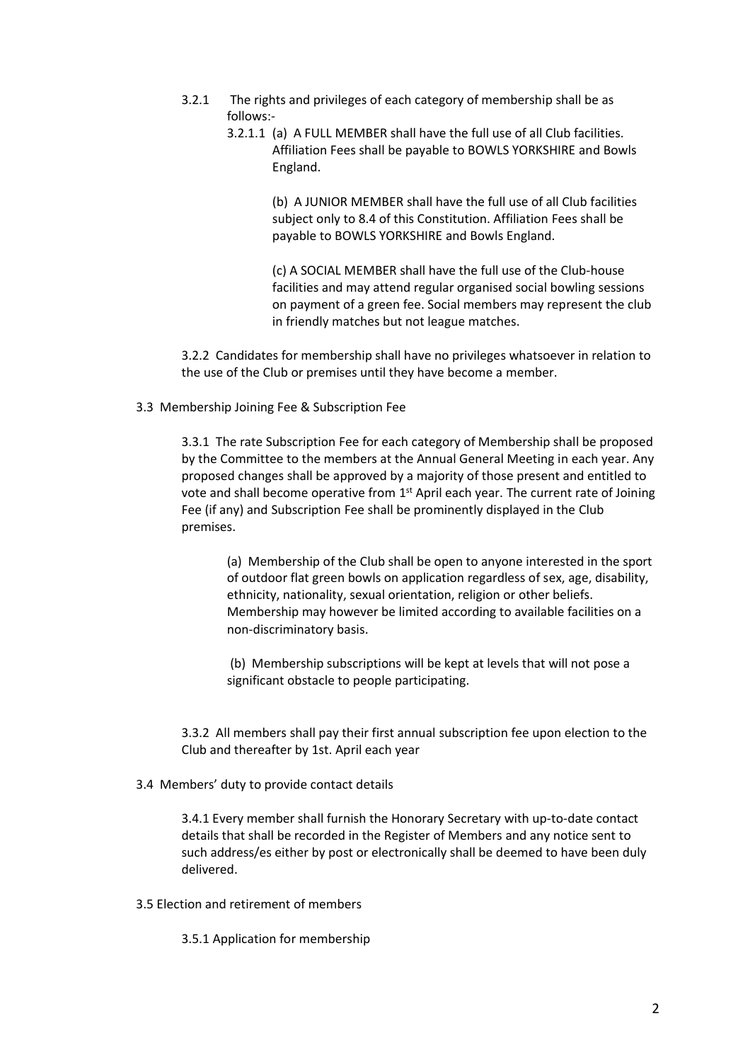3.2.1 The rights and privileges of each category of membership shall be as follows:-

3.2.1.1 (a) A FULL MEMBER shall have the full use of all Club facilities. Affiliation Fees shall be payable to BOWLS YORKSHIRE and Bowls England.

(b) A JUNIOR MEMBER shall have the full use of all Club facilities subject only to 8.4 of this Constitution. Affiliation Fees shall be payable to BOWLS YORKSHIRE and Bowls England.

(c) A SOCIAL MEMBER shall have the full use of the Club-house facilities and may attend regular organised social bowling sessions on payment of a green fee. Social members may represent the club in friendly matches but not league matches.

3.2.2 Candidates for membership shall have no privileges whatsoever in relation to the use of the Club or premises until they have become a member.

3.3 Membership Joining Fee & Subscription Fee

3.3.1 The rate Subscription Fee for each category of Membership shall be proposed by the Committee to the members at the Annual General Meeting in each year. Any proposed changes shall be approved by a majority of those present and entitled to vote and shall become operative from 1st April each year. The current rate of Joining Fee (if any) and Subscription Fee shall be prominently displayed in the Club premises.

(a) Membership of the Club shall be open to anyone interested in the sport of outdoor flat green bowls on application regardless of sex, age, disability, ethnicity, nationality, sexual orientation, religion or other beliefs. Membership may however be limited according to available facilities on a non-discriminatory basis.

(b) Membership subscriptions will be kept at levels that will not pose a significant obstacle to people participating.

3.3.2 All members shall pay their first annual subscription fee upon election to the Club and thereafter by 1st. April each year

3.4 Members' duty to provide contact details

3.4.1 Every member shall furnish the Honorary Secretary with up-to-date contact details that shall be recorded in the Register of Members and any notice sent to such address/es either by post or electronically shall be deemed to have been duly delivered.

3.5 Election and retirement of members

3.5.1 Application for membership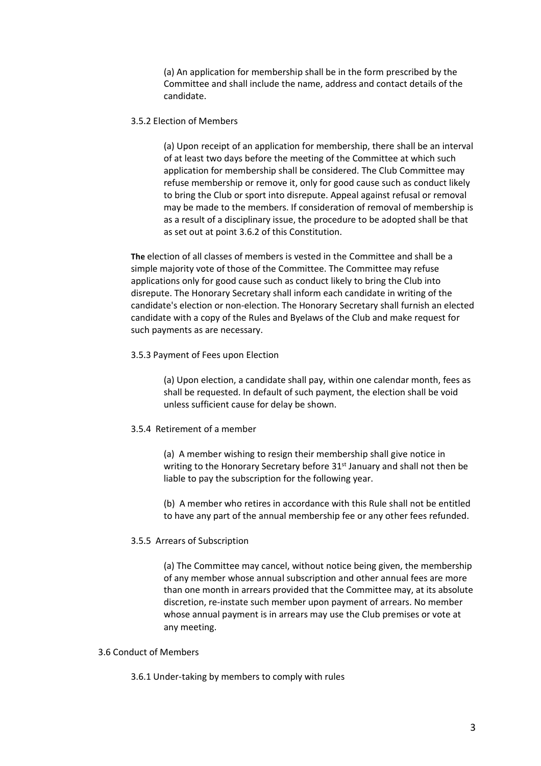(a) An application for membership shall be in the form prescribed by the Committee and shall include the name, address and contact details of the candidate.

3.5.2 Election of Members

(a) Upon receipt of an application for membership, there shall be an interval of at least two days before the meeting of the Committee at which such application for membership shall be considered. The Club Committee may refuse membership or remove it, only for good cause such as conduct likely to bring the Club or sport into disrepute. Appeal against refusal or removal may be made to the members. If consideration of removal of membership is as a result of a disciplinary issue, the procedure to be adopted shall be that as set out at point 3.6.2 of this Constitution.

**The** election of all classes of members is vested in the Committee and shall be a simple majority vote of those of the Committee. The Committee may refuse applications only for good cause such as conduct likely to bring the Club into disrepute. The Honorary Secretary shall inform each candidate in writing of the candidate's election or non-election. The Honorary Secretary shall furnish an elected candidate with a copy of the Rules and Byelaws of the Club and make request for such payments as are necessary.

3.5.3 Payment of Fees upon Election

(a) Upon election, a candidate shall pay, within one calendar month, fees as shall be requested. In default of such payment, the election shall be void unless sufficient cause for delay be shown.

3.5.4 Retirement of a member

(a) A member wishing to resign their membership shall give notice in writing to the Honorary Secretary before 31st January and shall not then be liable to pay the subscription for the following year.

(b) A member who retires in accordance with this Rule shall not be entitled to have any part of the annual membership fee or any other fees refunded.

3.5.5 Arrears of Subscription

(a) The Committee may cancel, without notice being given, the membership of any member whose annual subscription and other annual fees are more than one month in arrears provided that the Committee may, at its absolute discretion, re-instate such member upon payment of arrears. No member whose annual payment is in arrears may use the Club premises or vote at any meeting.

3.6 Conduct of Members

3.6.1 Under-taking by members to comply with rules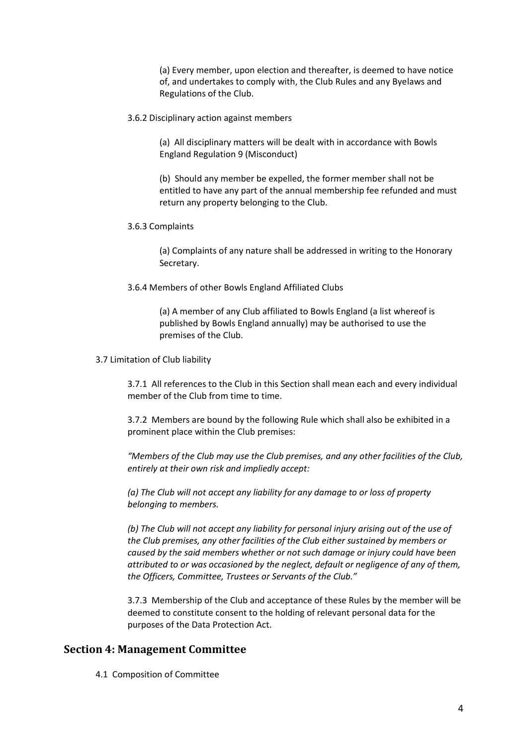(a) Every member, upon election and thereafter, is deemed to have notice of, and undertakes to comply with, the Club Rules and any Byelaws and Regulations of the Club.

3.6.2 Disciplinary action against members

(a) All disciplinary matters will be dealt with in accordance with Bowls England Regulation 9 (Misconduct)

(b) Should any member be expelled, the former member shall not be entitled to have any part of the annual membership fee refunded and must return any property belonging to the Club.

3.6.3 Complaints

(a) Complaints of any nature shall be addressed in writing to the Honorary Secretary.

3.6.4 Members of other Bowls England Affiliated Clubs

(a) A member of any Club affiliated to Bowls England (a list whereof is published by Bowls England annually) may be authorised to use the premises of the Club.

3.7 Limitation of Club liability

3.7.1 All references to the Club in this Section shall mean each and every individual member of the Club from time to time.

3.7.2 Members are bound by the following Rule which shall also be exhibited in a prominent place within the Club premises:

*"Members of the Club may use the Club premises, and any other facilities of the Club, entirely at their own risk and impliedly accept:*

*(a) The Club will not accept any liability for any damage to or loss of property belonging to members.*

*(b) The Club will not accept any liability for personal injury arising out of the use of the Club premises, any other facilities of the Club either sustained by members or caused by the said members whether or not such damage or injury could have been attributed to or was occasioned by the neglect, default or negligence of any of them, the Officers, Committee, Trustees or Servants of the Club."*

3.7.3 Membership of the Club and acceptance of these Rules by the member will be deemed to constitute consent to the holding of relevant personal data for the purposes of the Data Protection Act.

## Section 4: Management Committee

4.1 Composition of Committee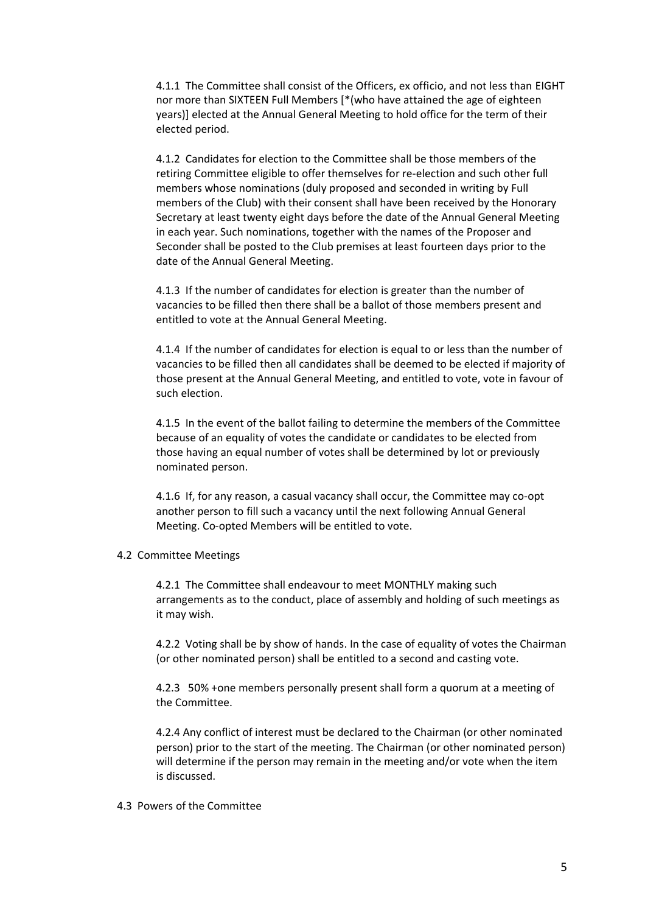4.1.1 The Committee shall consist of the Officers, ex officio, and not less than EIGHT nor more than SIXTEEN Full Members [*(who have attained the age of eighteen years)] elected at the Annual General Meeting to hold office for the term of their elected period.

4.1.2 Candidates for election to the Committee shall be those members of the retiring Committee eligible to offer themselves for re-election and such other full members whose nominations (duly proposed and seconded in writing by Full members of the Club) with their consent shall have been received by the Honorary Secretary at least twenty eight days before the date of the Annual General Meeting in each year. Such nominations, together with the names of the Proposer and Seconder shall be posted to the Club premises at least fourteen days prior to the date of the Annual General Meeting.

4.1.3 If the number of candidates for election is greater than the number of vacancies to be filled then there shall be a ballot of those members present and entitled to vote at the Annual General Meeting.

4.1.4 If the number of candidates for election is equal to or less than the number of vacancies to be filled then all candidates shall be deemed to be elected if majority of those present at the Annual General Meeting, and entitled to vote, vote in favour of such election.

4.1.5 In the event of the ballot failing to determine the members of the Committee because of an equality of votes the candidate or candidates to be elected from those having an equal number of votes shall be determined by lot or previously nominated person.

4.1.6 If, for any reason, a casual vacancy shall occur, the Committee may co-opt another person to fill such a vacancy until the next following Annual General Meeting. Co-opted Members will be entitled to vote.

4.2 Committee Meetings

4.2.1 The Committee shall endeavour to meet MONTHLY making such arrangements as to the conduct, place of assembly and holding of such meetings as it may wish.

4.2.2 Voting shall be by show of hands. In the case of equality of votes the Chairman (or other nominated person) shall be entitled to a second and casting vote.

4.2.3 50% +one members personally present shall form a quorum at a meeting of the Committee.

4.2.4 Any conflict of interest must be declared to the Chairman (or other nominated person) prior to the start of the meeting. The Chairman (or other nominated person) will determine if the person may remain in the meeting and/or vote when the item is discussed.

4.3 Powers of the Committee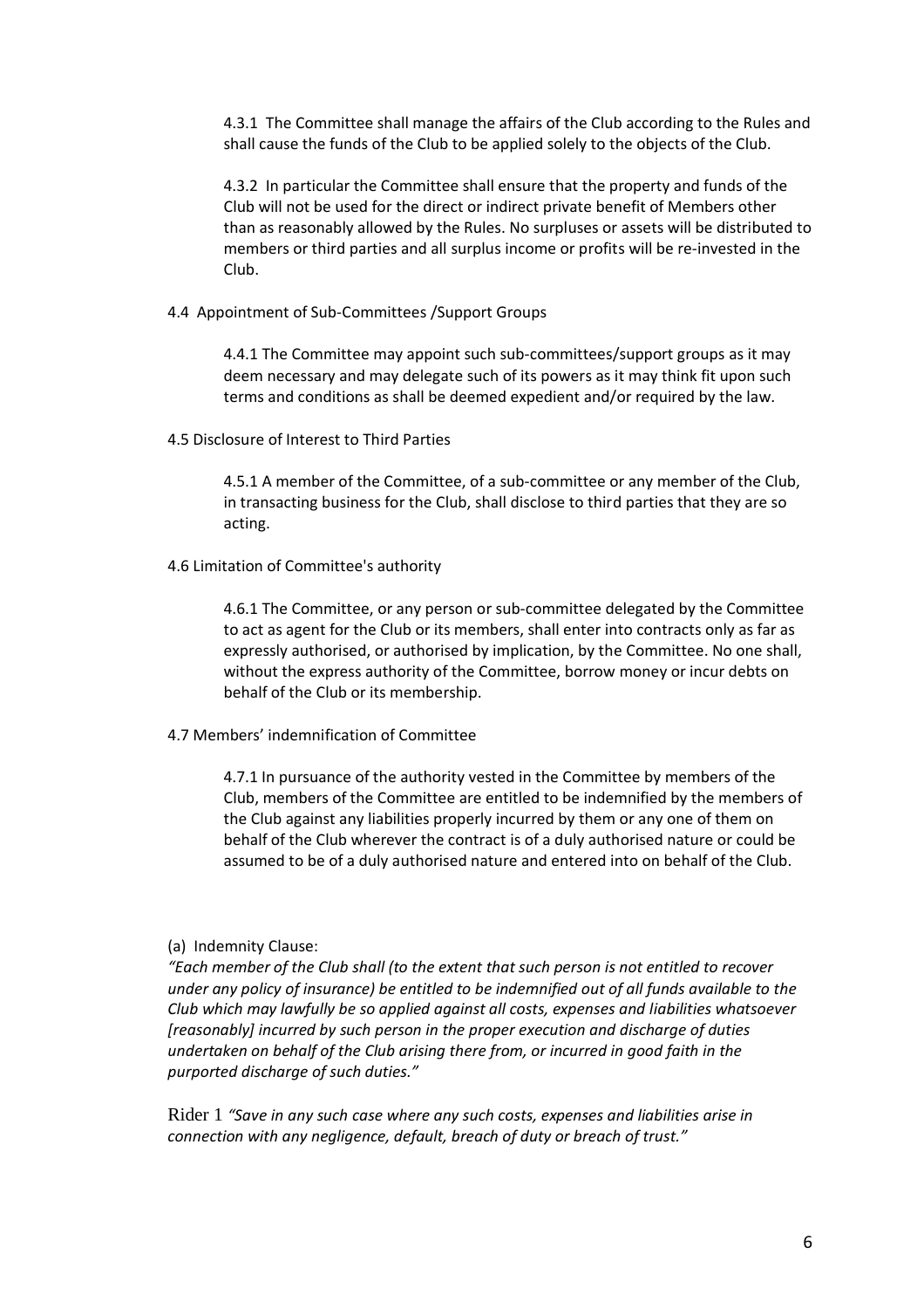4.3.1 The Committee shall manage the affairs of the Club according to the Rules and shall cause the funds of the Club to be applied solely to the objects of the Club.

4.3.2 In particular the Committee shall ensure that the property and funds of the Club will not be used for the direct or indirect private benefit of Members other than as reasonably allowed by the Rules. No surpluses or assets will be distributed to members or third parties and all surplus income or profits will be re-invested in the Club.

4.4 Appointment of Sub-Committees /Support Groups

4.4.1 The Committee may appoint such sub-committees/support groups as it may deem necessary and may delegate such of its powers as it may think fit upon such terms and conditions as shall be deemed expedient and/or required by the law.

4.5 Disclosure of Interest to Third Parties

4.5.1 A member of the Committee, of a sub-committee or any member of the Club, in transacting business for the Club, shall disclose to third parties that they are so acting.

4.6 Limitation of Committee's authority

4.6.1 The Committee, or any person or sub-committee delegated by the Committee to act as agent for the Club or its members, shall enter into contracts only as far as expressly authorised, or authorised by implication, by the Committee. No one shall, without the express authority of the Committee, borrow money or incur debts on behalf of the Club or its membership.

4.7 Members' indemnification of Committee

4.7.1 In pursuance of the authority vested in the Committee by members of the Club, members of the Committee are entitled to be indemnified by the members of the Club against any liabilities properly incurred by them or any one of them on behalf of the Club wherever the contract is of a duly authorised nature or could be assumed to be of a duly authorised nature and entered into on behalf of the Club.

(a) Indemnity Clause:

*"Each member of the Club shall (to the extent that such person is not entitled to recover under any policy of insurance) be entitled to be indemnified out of all funds available to the Club which may lawfully be so applied against all costs, expenses and liabilities whatsoever [reasonably] incurred by such person in the proper execution and discharge of duties undertaken on behalf of the Club arising there from, or incurred in good faith in the purported discharge of such duties."*

Rider 1 *"Save in any such case where any such costs, expenses and liabilities arise in connection with any negligence, default, breach of duty or breach of trust."*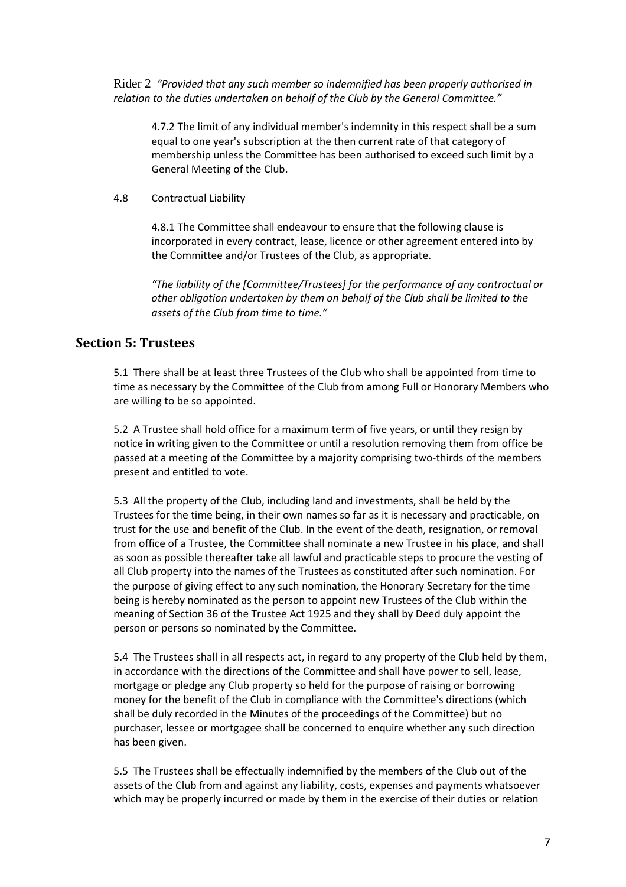Rider 2 *"Provided that any such member so indemnified has been properly authorised in relation to the duties undertaken on behalf of the Club by the General Committee."*

4.7.2 The limit of any individual member's indemnity in this respect shall be a sum equal to one year's subscription at the then current rate of that category of membership unless the Committee has been authorised to exceed such limit by a General Meeting of the Club.

4.8 Contractual Liability

4.8.1 The Committee shall endeavour to ensure that the following clause is incorporated in every contract, lease, licence or other agreement entered into by the Committee and/or Trustees of the Club, as appropriate.

*"The liability of the [Committee/Trustees] for the performance of any contractual or other obligation undertaken by them on behalf of the Club shall be limited to the assets of the Club from time to time."*

## Section 5: Trustees

5.1 There shall be at least three Trustees of the Club who shall be appointed from time to time as necessary by the Committee of the Club from among Full or Honorary Members who are willing to be so appointed.

5.2 A Trustee shall hold office for a maximum term of five years, or until they resign by notice in writing given to the Committee or until a resolution removing them from office be passed at a meeting of the Committee by a majority comprising two-thirds of the members present and entitled to vote.

5.3 All the property of the Club, including land and investments, shall be held by the Trustees for the time being, in their own names so far as it is necessary and practicable, on trust for the use and benefit of the Club. In the event of the death, resignation, or removal from office of a Trustee, the Committee shall nominate a new Trustee in his place, and shall as soon as possible thereafter take all lawful and practicable steps to procure the vesting of all Club property into the names of the Trustees as constituted after such nomination. For the purpose of giving effect to any such nomination, the Honorary Secretary for the time being is hereby nominated as the person to appoint new Trustees of the Club within the meaning of Section 36 of the Trustee Act 1925 and they shall by Deed duly appoint the person or persons so nominated by the Committee.

5.4 The Trustees shall in all respects act, in regard to any property of the Club held by them, in accordance with the directions of the Committee and shall have power to sell, lease, mortgage or pledge any Club property so held for the purpose of raising or borrowing money for the benefit of the Club in compliance with the Committee's directions (which shall be duly recorded in the Minutes of the proceedings of the Committee) but no purchaser, lessee or mortgagee shall be concerned to enquire whether any such direction has been given.

5.5 The Trustees shall be effectually indemnified by the members of the Club out of the assets of the Club from and against any liability, costs, expenses and payments whatsoever which may be properly incurred or made by them in the exercise of their duties or relation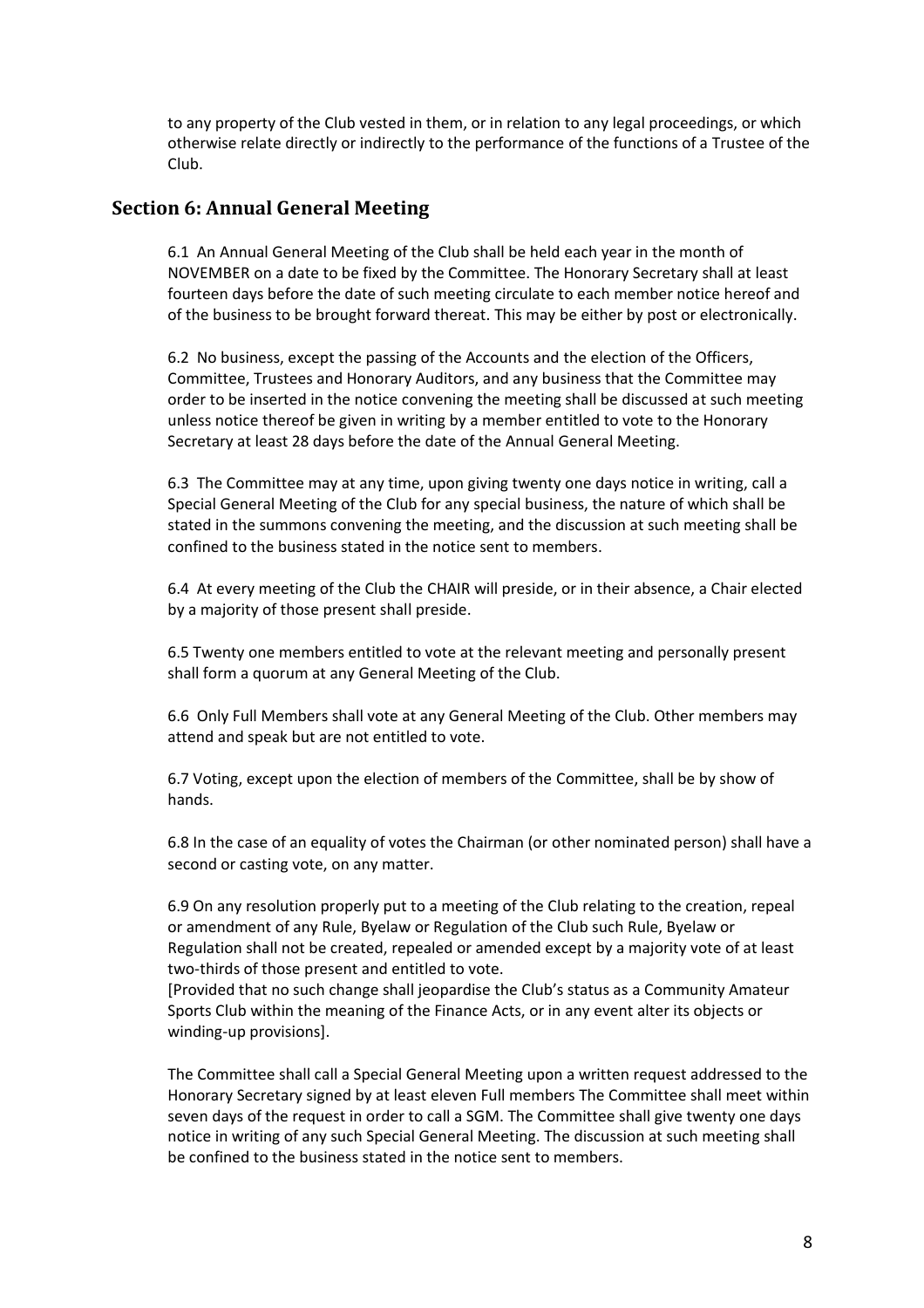to any property of the Club vested in them, or in relation to any legal proceedings, or which otherwise relate directly or indirectly to the performance of the functions of a Trustee of the Club.

## Section 6: Annual General Meeting

6.1 An Annual General Meeting of the Club shall be held each year in the month of NOVEMBER on a date to be fixed by the Committee. The Honorary Secretary shall at least fourteen days before the date of such meeting circulate to each member notice hereof and of the business to be brought forward thereat. This may be either by post or electronically.

6.2 No business, except the passing of the Accounts and the election of the Officers, Committee, Trustees and Honorary Auditors, and any business that the Committee may order to be inserted in the notice convening the meeting shall be discussed at such meeting unless notice thereof be given in writing by a member entitled to vote to the Honorary Secretary at least 28 days before the date of the Annual General Meeting.

6.3 The Committee may at any time, upon giving twenty one days notice in writing, call a Special General Meeting of the Club for any special business, the nature of which shall be stated in the summons convening the meeting, and the discussion at such meeting shall be confined to the business stated in the notice sent to members.

6.4 At every meeting of the Club the CHAIR will preside, or in their absence, a Chair elected by a majority of those present shall preside.

6.5 Twenty one members entitled to vote at the relevant meeting and personally present shall form a quorum at any General Meeting of the Club.

6.6 Only Full Members shall vote at any General Meeting of the Club. Other members may attend and speak but are not entitled to vote.

6.7 Voting, except upon the election of members of the Committee, shall be by show of hands.

6.8 In the case of an equality of votes the Chairman (or other nominated person) shall have a second or casting vote, on any matter.

6.9 On any resolution properly put to a meeting of the Club relating to the creation, repeal or amendment of any Rule, Byelaw or Regulation of the Club such Rule, Byelaw or Regulation shall not be created, repealed or amended except by a majority vote of at least two-thirds of those present and entitled to vote.
[Provided that no such change shall jeopardise the Club's status as a Community Amateur Sports Club within the meaning of the Finance Acts, or in any event alter its objects or winding-up provisions].

The Committee shall call a Special General Meeting upon a written request addressed to the Honorary Secretary signed by at least eleven Full members The Committee shall meet within seven days of the request in order to call a SGM. The Committee shall give twenty one days notice in writing of any such Special General Meeting. The discussion at such meeting shall be confined to the business stated in the notice sent to members.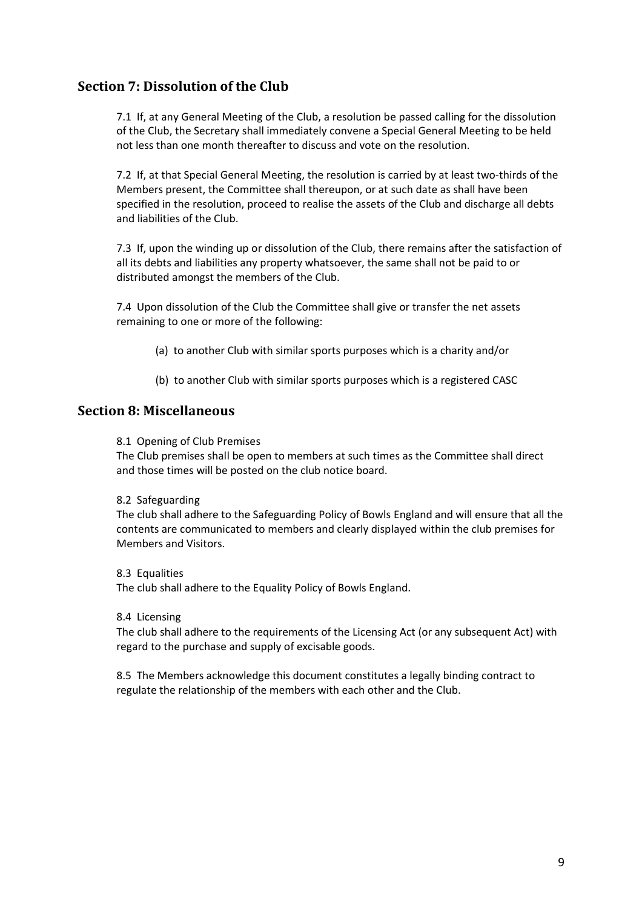## Section 7: Dissolution of the Club

7.1 If, at any General Meeting of the Club, a resolution be passed calling for the dissolution of the Club, the Secretary shall immediately convene a Special General Meeting to be held not less than one month thereafter to discuss and vote on the resolution.

7.2 If, at that Special General Meeting, the resolution is carried by at least two-thirds of the Members present, the Committee shall thereupon, or at such date as shall have been specified in the resolution, proceed to realise the assets of the Club and discharge all debts and liabilities of the Club.

7.3 If, upon the winding up or dissolution of the Club, there remains after the satisfaction of all its debts and liabilities any property whatsoever, the same shall not be paid to or distributed amongst the members of the Club.

7.4 Upon dissolution of the Club the Committee shall give or transfer the net assets remaining to one or more of the following:

(a) to another Club with similar sports purposes which is a charity and/or

(b) to another Club with similar sports purposes which is a registered CASC

## Section 8: Miscellaneous

8.1 Opening of Club Premises
The Club premises shall be open to members at such times as the Committee shall direct and those times will be posted on the club notice board.

8.2 Safeguarding
The club shall adhere to the Safeguarding Policy of Bowls England and will ensure that all the contents are communicated to members and clearly displayed within the club premises for Members and Visitors.

8.3 Equalities
The club shall adhere to the Equality Policy of Bowls England.

8.4 Licensing
The club shall adhere to the requirements of the Licensing Act (or any subsequent Act) with regard to the purchase and supply of excisable goods.

8.5 The Members acknowledge this document constitutes a legally binding contract to regulate the relationship of the members with each other and the Club.